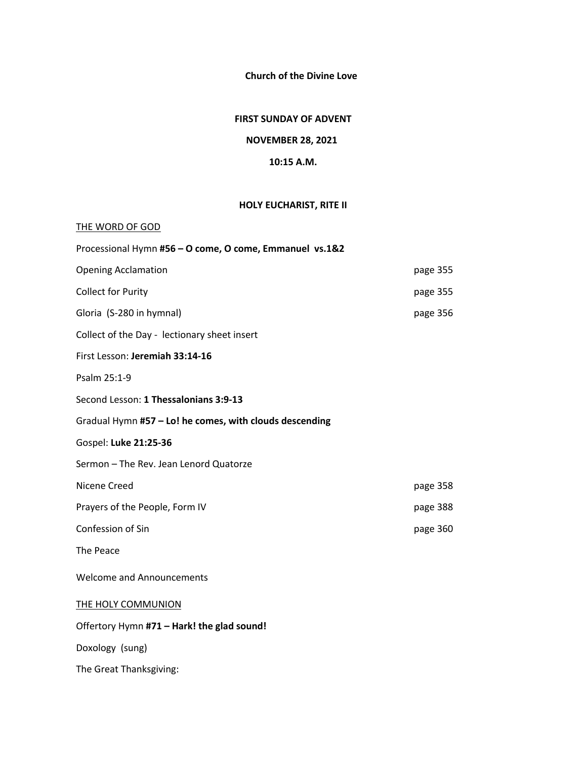**Church of the Divine Love**

**FIRST SUNDAY OF ADVENT**

**NOVEMBER 28, 2021**

**10:15 A.M.**

**HOLY EUCHARIST, RITE II**

<u>THE WORD OF GOD</u>

Processional Hymn **#56 – O come, O come, Emmanuel vs.1&2**

| | |
|---|---|
| Opening Acclamation | page 355 |
| Collect for Purity | page 355 |
| Gloria (S-280 in hymnal) | page 356 |

Collect of the Day - lectionary sheet insert

First Lesson: **Jeremiah 33:14-16**

Psalm 25:1-9

Second Lesson: **1 Thessalonians 3:9-13**

Gradual Hymn **#57 – Lo! he comes, with clouds descending**

Gospel: **Luke 21:25-36**

Sermon – The Rev. Jean Lenord Quatorze

| | |
|---|---|
| Nicene Creed | page 358 |
| Prayers of the People, Form IV | page 388 |
| Confession of Sin | page 360 |

The Peace

Welcome and Announcements

<u>THE HOLY COMMUNION</u>

Offertory Hymn **#71 – Hark! the glad sound!**

Doxology (sung)

The Great Thanksgiving: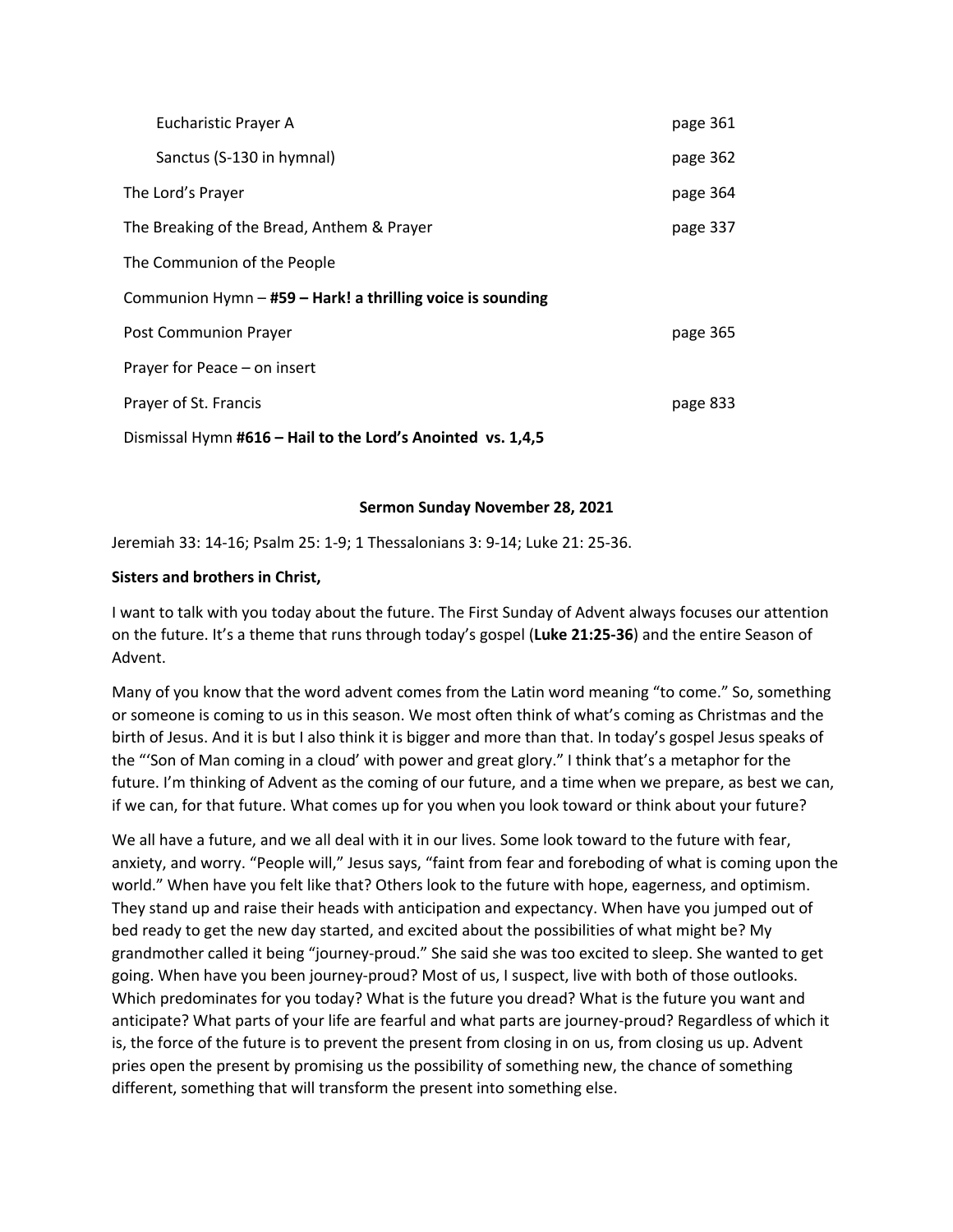| | |
|---|---|
| Eucharistic Prayer A | page 361 |
| Sanctus (S-130 in hymnal) | page 362 |
| The Lord's Prayer | page 364 |
| The Breaking of the Bread, Anthem & Prayer | page 337 |
| The Communion of the People | |
| Communion Hymn – **#59 – Hark! a thrilling voice is sounding** | |
| Post Communion Prayer | page 365 |
| Prayer for Peace – on insert | |
| Prayer of St. Francis | page 833 |
| Dismissal Hymn **#616 – Hail to the Lord's Anointed vs. 1,4,5** | |

## Sermon Sunday November 28, 2021

Jeremiah 33: 14-16; Psalm 25: 1-9; 1 Thessalonians 3: 9-14; Luke 21: 25-36.

**Sisters and brothers in Christ,**

I want to talk with you today about the future. The First Sunday of Advent always focuses our attention on the future. It's a theme that runs through today's gospel (**Luke 21:25-36**) and the entire Season of Advent.

Many of you know that the word advent comes from the Latin word meaning "to come." So, something or someone is coming to us in this season. We most often think of what's coming as Christmas and the birth of Jesus. And it is but I also think it is bigger and more than that. In today's gospel Jesus speaks of the "'Son of Man coming in a cloud' with power and great glory." I think that's a metaphor for the future. I'm thinking of Advent as the coming of our future, and a time when we prepare, as best we can, if we can, for that future. What comes up for you when you look toward or think about your future?

We all have a future, and we all deal with it in our lives. Some look toward to the future with fear, anxiety, and worry. "People will," Jesus says, "faint from fear and foreboding of what is coming upon the world." When have you felt like that? Others look to the future with hope, eagerness, and optimism. They stand up and raise their heads with anticipation and expectancy. When have you jumped out of bed ready to get the new day started, and excited about the possibilities of what might be? My grandmother called it being "journey-proud." She said she was too excited to sleep. She wanted to get going. When have you been journey-proud? Most of us, I suspect, live with both of those outlooks. Which predominates for you today? What is the future you dread? What is the future you want and anticipate? What parts of your life are fearful and what parts are journey-proud? Regardless of which it is, the force of the future is to prevent the present from closing in on us, from closing us up. Advent pries open the present by promising us the possibility of something new, the chance of something different, something that will transform the present into something else.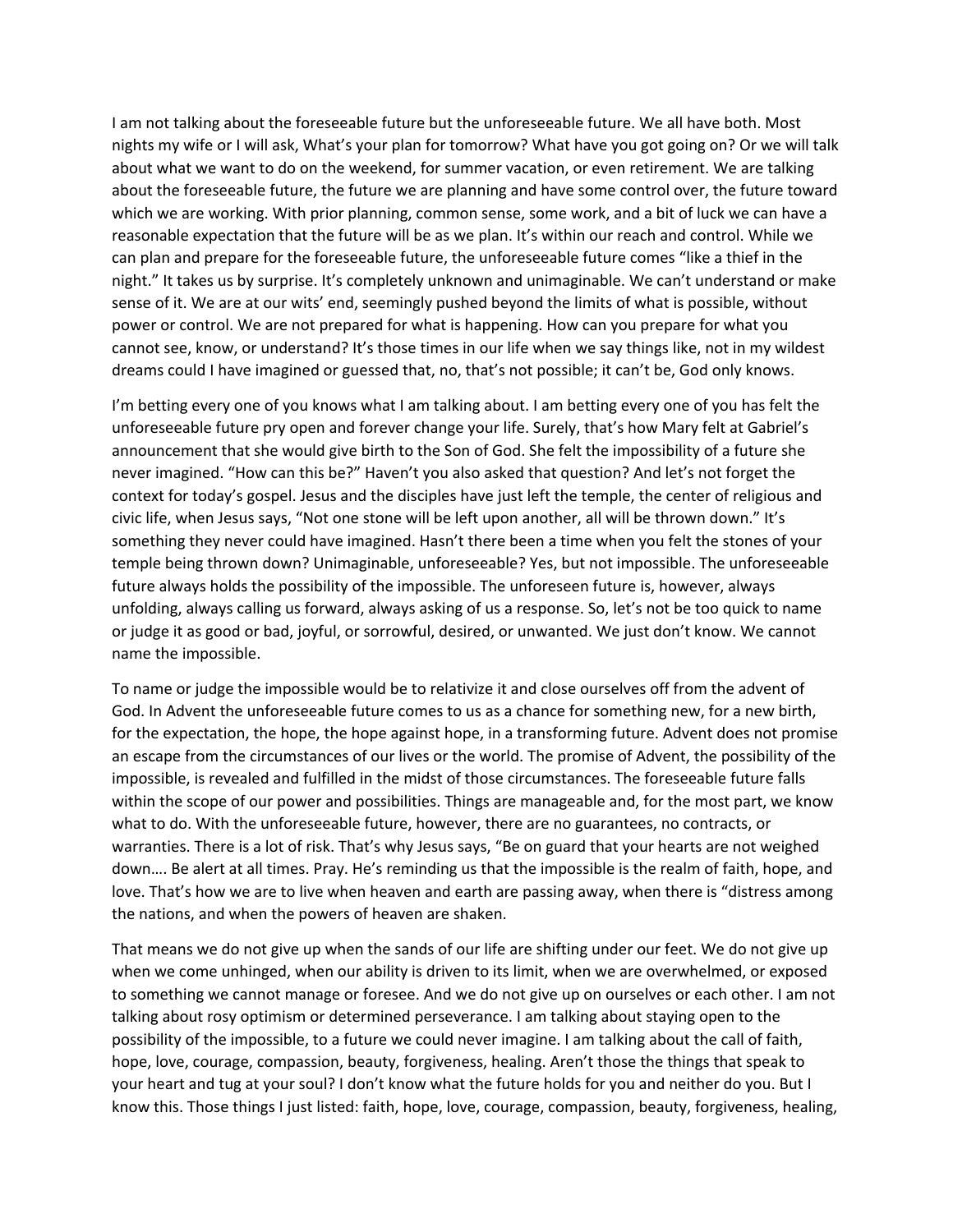I am not talking about the foreseeable future but the unforeseeable future. We all have both. Most nights my wife or I will ask, What's your plan for tomorrow? What have you got going on? Or we will talk about what we want to do on the weekend, for summer vacation, or even retirement. We are talking about the foreseeable future, the future we are planning and have some control over, the future toward which we are working. With prior planning, common sense, some work, and a bit of luck we can have a reasonable expectation that the future will be as we plan. It's within our reach and control. While we can plan and prepare for the foreseeable future, the unforeseeable future comes "like a thief in the night." It takes us by surprise. It's completely unknown and unimaginable. We can't understand or make sense of it. We are at our wits' end, seemingly pushed beyond the limits of what is possible, without power or control. We are not prepared for what is happening. How can you prepare for what you cannot see, know, or understand? It's those times in our life when we say things like, not in my wildest dreams could I have imagined or guessed that, no, that's not possible; it can't be, God only knows.

I'm betting every one of you knows what I am talking about. I am betting every one of you has felt the unforeseeable future pry open and forever change your life. Surely, that's how Mary felt at Gabriel's announcement that she would give birth to the Son of God. She felt the impossibility of a future she never imagined. "How can this be?" Haven't you also asked that question? And let's not forget the context for today's gospel. Jesus and the disciples have just left the temple, the center of religious and civic life, when Jesus says, "Not one stone will be left upon another, all will be thrown down." It's something they never could have imagined. Hasn't there been a time when you felt the stones of your temple being thrown down? Unimaginable, unforeseeable? Yes, but not impossible. The unforeseeable future always holds the possibility of the impossible. The unforeseen future is, however, always unfolding, always calling us forward, always asking of us a response. So, let's not be too quick to name or judge it as good or bad, joyful, or sorrowful, desired, or unwanted. We just don't know. We cannot name the impossible.

To name or judge the impossible would be to relativize it and close ourselves off from the advent of God. In Advent the unforeseeable future comes to us as a chance for something new, for a new birth, for the expectation, the hope, the hope against hope, in a transforming future. Advent does not promise an escape from the circumstances of our lives or the world. The promise of Advent, the possibility of the impossible, is revealed and fulfilled in the midst of those circumstances. The foreseeable future falls within the scope of our power and possibilities. Things are manageable and, for the most part, we know what to do. With the unforeseeable future, however, there are no guarantees, no contracts, or warranties. There is a lot of risk. That's why Jesus says, "Be on guard that your hearts are not weighed down…. Be alert at all times. Pray. He's reminding us that the impossible is the realm of faith, hope, and love. That's how we are to live when heaven and earth are passing away, when there is "distress among the nations, and when the powers of heaven are shaken.

That means we do not give up when the sands of our life are shifting under our feet. We do not give up when we come unhinged, when our ability is driven to its limit, when we are overwhelmed, or exposed to something we cannot manage or foresee. And we do not give up on ourselves or each other. I am not talking about rosy optimism or determined perseverance. I am talking about staying open to the possibility of the impossible, to a future we could never imagine. I am talking about the call of faith, hope, love, courage, compassion, beauty, forgiveness, healing. Aren't those the things that speak to your heart and tug at your soul? I don't know what the future holds for you and neither do you. But I know this. Those things I just listed: faith, hope, love, courage, compassion, beauty, forgiveness, healing,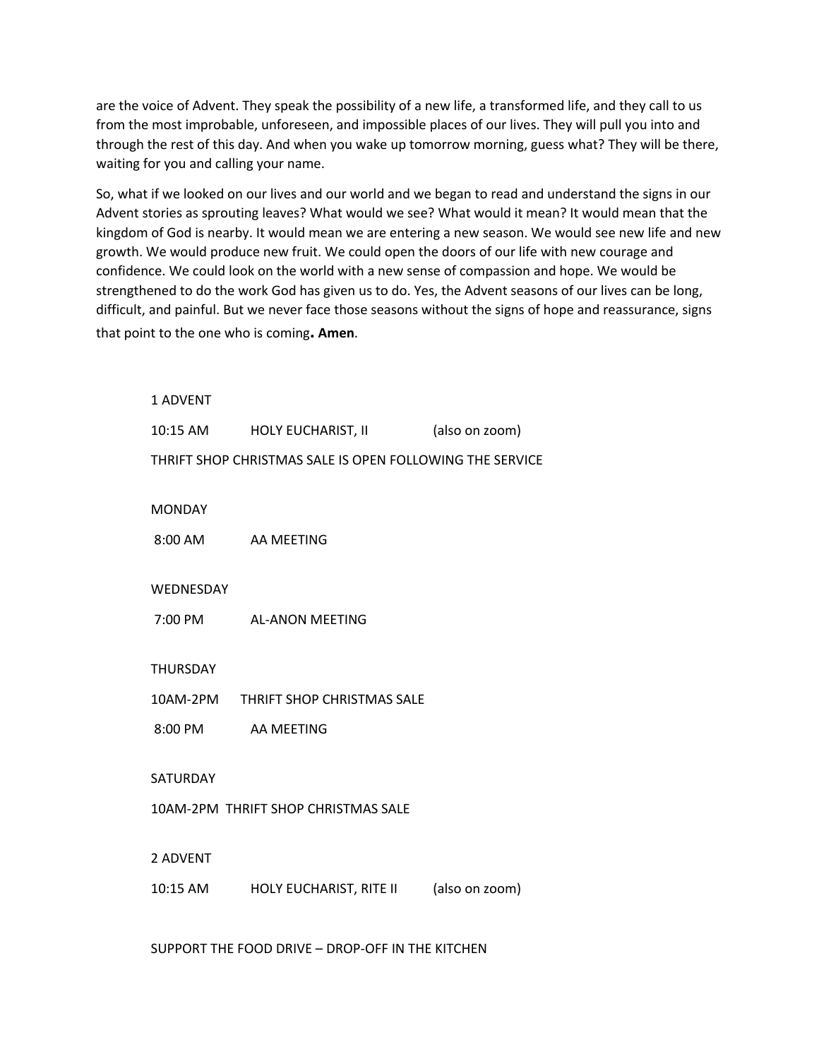are the voice of Advent. They speak the possibility of a new life, a transformed life, and they call to us from the most improbable, unforeseen, and impossible places of our lives. They will pull you into and through the rest of this day. And when you wake up tomorrow morning, guess what? They will be there, waiting for you and calling your name.

So, what if we looked on our lives and our world and we began to read and understand the signs in our Advent stories as sprouting leaves? What would we see? What would it mean? It would mean that the kingdom of God is nearby. It would mean we are entering a new season. We would see new life and new growth. We would produce new fruit. We could open the doors of our life with new courage and confidence. We could look on the world with a new sense of compassion and hope. We would be strengthened to do the work God has given us to do. Yes, the Advent seasons of our lives can be long, difficult, and painful. But we never face those seasons without the signs of hope and reassurance, signs that point to the one who is coming**. Amen**.

1 ADVENT

10:15 AM HOLY EUCHARIST, II (also on zoom)

THRIFT SHOP CHRISTMAS SALE IS OPEN FOLLOWING THE SERVICE

MONDAY

8:00 AM AA MEETING

WEDNESDAY

7:00 PM AL-ANON MEETING

THURSDAY

10AM-2PM THRIFT SHOP CHRISTMAS SALE

8:00 PM AA MEETING

SATURDAY

10AM-2PM THRIFT SHOP CHRISTMAS SALE

2 ADVENT

10:15 AM HOLY EUCHARIST, RITE II (also on zoom)

SUPPORT THE FOOD DRIVE – DROP-OFF IN THE KITCHEN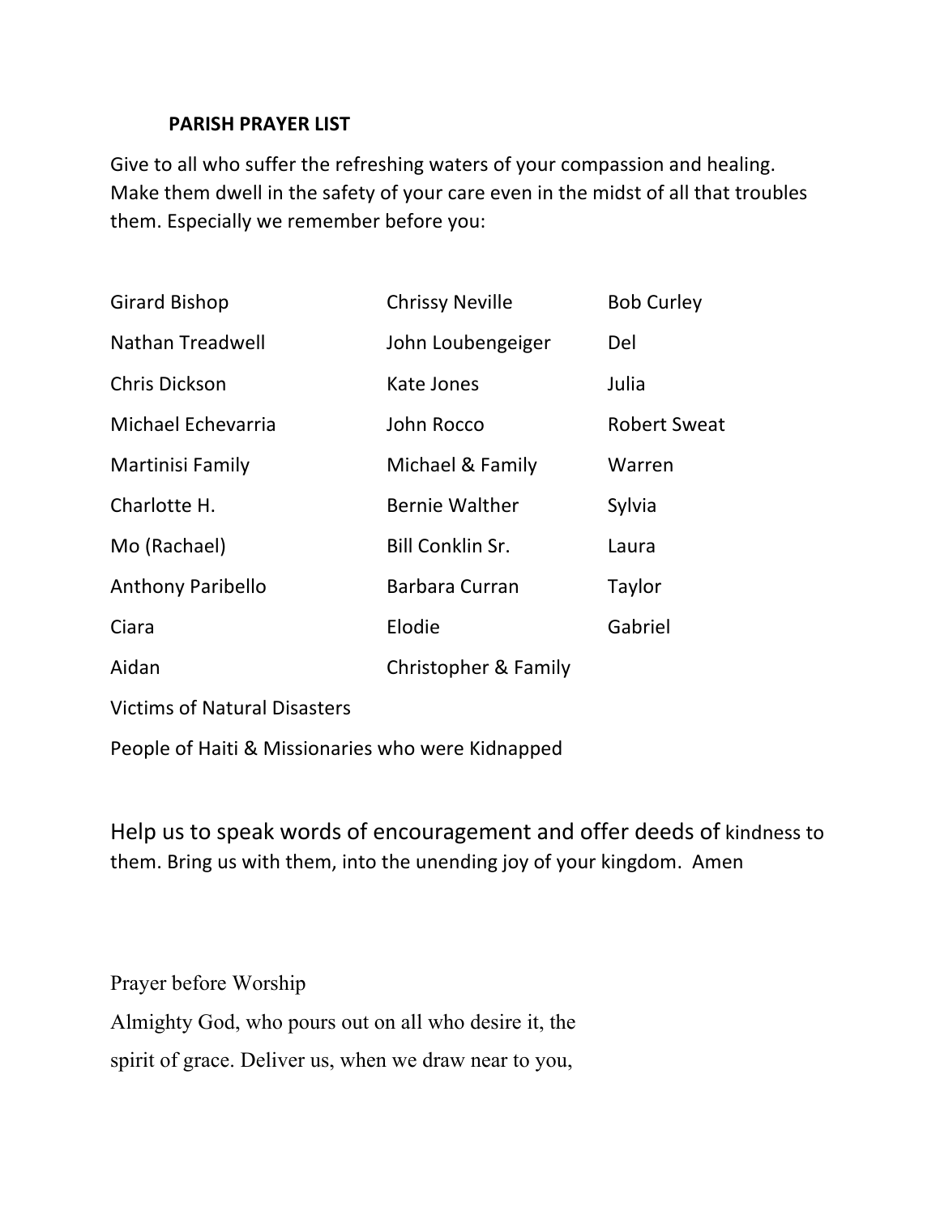**PARISH PRAYER LIST**

Give to all who suffer the refreshing waters of your compassion and healing. Make them dwell in the safety of your care even in the midst of all that troubles them. Especially we remember before you:

| | | |
|---|---|---|
| Girard Bishop | Chrissy Neville | Bob Curley |
| Nathan Treadwell | John Loubengeiger | Del |
| Chris Dickson | Kate Jones | Julia |
| Michael Echevarria | John Rocco | Robert Sweat |
| Martinisi Family | Michael & Family | Warren |
| Charlotte H. | Bernie Walther | Sylvia |
| Mo (Rachael) | Bill Conklin Sr. | Laura |
| Anthony Paribello | Barbara Curran | Taylor |
| Ciara | Elodie | Gabriel |
| Aidan | Christopher & Family | |

Victims of Natural Disasters

People of Haiti & Missionaries who were Kidnapped

Help us to speak words of encouragement and offer deeds of kindness to them. Bring us with them, into the unending joy of your kingdom. Amen

Prayer before Worship

Almighty God, who pours out on all who desire it, the spirit of grace. Deliver us, when we draw near to you,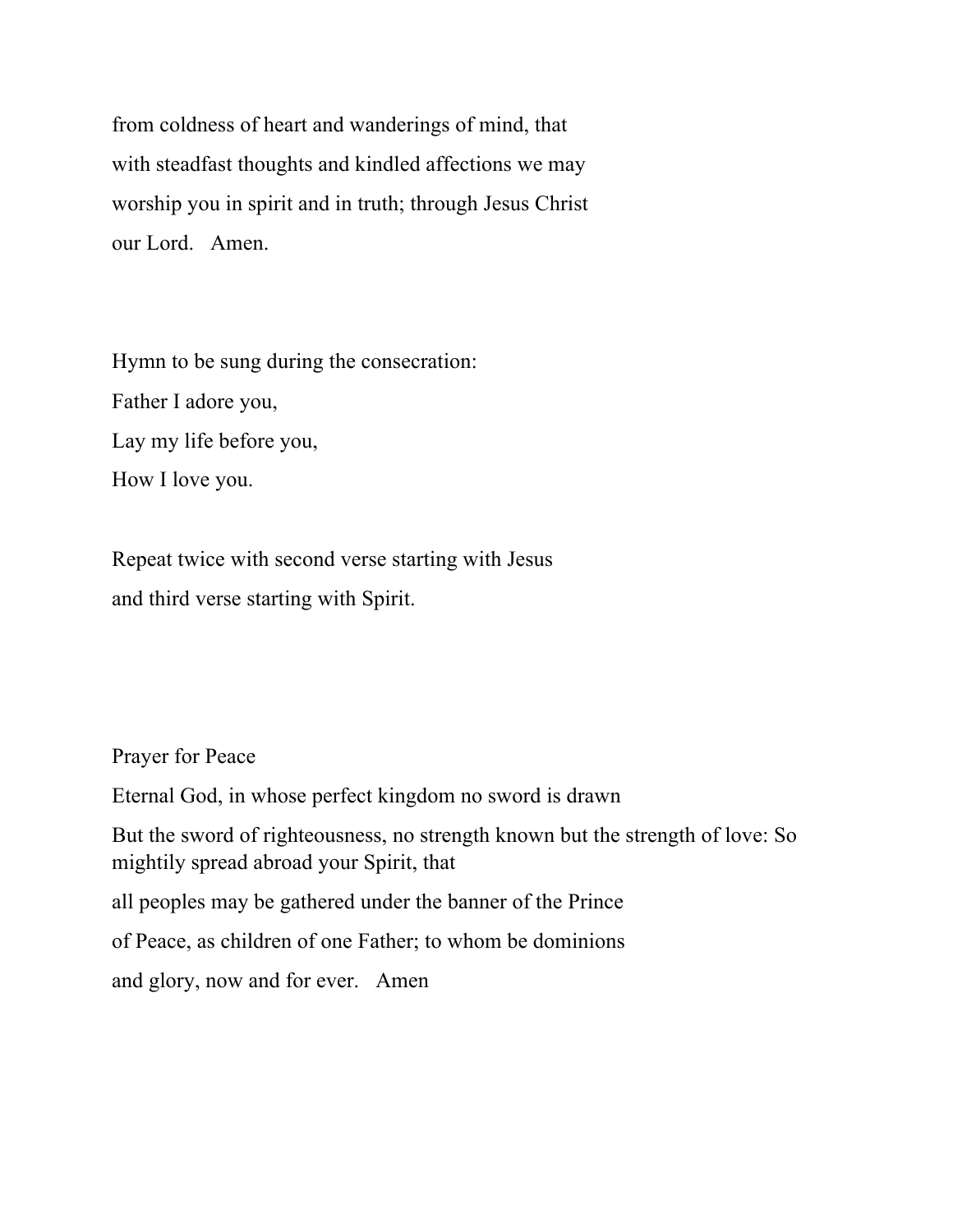from coldness of heart and wanderings of mind, that with steadfast thoughts and kindled affections we may worship you in spirit and in truth; through Jesus Christ our Lord.   Amen.

Hymn to be sung during the consecration:

Father I adore you,
Lay my life before you,
How I love you.

Repeat twice with second verse starting with Jesus and third verse starting with Spirit.

Prayer for Peace

Eternal God, in whose perfect kingdom no sword is drawn

But the sword of righteousness, no strength known but the strength of love: So mightily spread abroad your Spirit, that

all peoples may be gathered under the banner of the Prince

of Peace, as children of one Father; to whom be dominions

and glory, now and for ever.   Amen